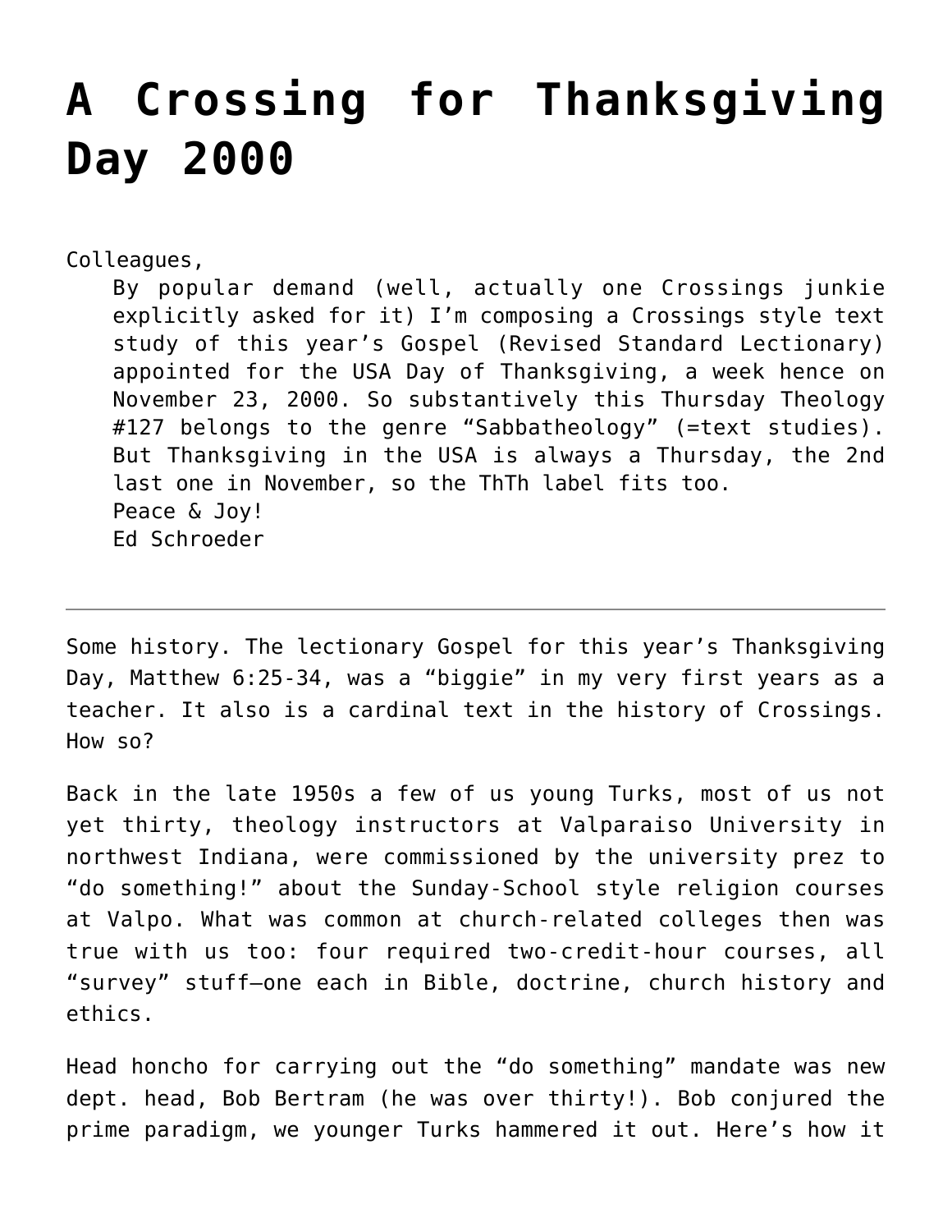# A Crossing for Thanksgiving Day 2000

Colleagues,

> By popular demand (well, actually one Crossings junkie explicitly asked for it) I'm composing a Crossings style text study of this year's Gospel (Revised Standard Lectionary) appointed for the USA Day of Thanksgiving, a week hence on November 23, 2000. So substantively this Thursday Theology #127 belongs to the genre "Sabbatheology" (=text studies). But Thanksgiving in the USA is always a Thursday, the 2nd last one in November, so the ThTh label fits too.
>
> Peace & Joy!
>
> Ed Schroeder

---

Some history. The lectionary Gospel for this year's Thanksgiving Day, Matthew 6:25-34, was a "biggie" in my very first years as a teacher. It also is a cardinal text in the history of Crossings. How so?

Back in the late 1950s a few of us young Turks, most of us not yet thirty, theology instructors at Valparaiso University in northwest Indiana, were commissioned by the university prez to "do something!" about the Sunday-School style religion courses at Valpo. What was common at church-related colleges then was true with us too: four required two-credit-hour courses, all "survey" stuff–one each in Bible, doctrine, church history and ethics.

Head honcho for carrying out the "do something" mandate was new dept. head, Bob Bertram (he was over thirty!). Bob conjured the prime paradigm, we younger Turks hammered it out. Here's how it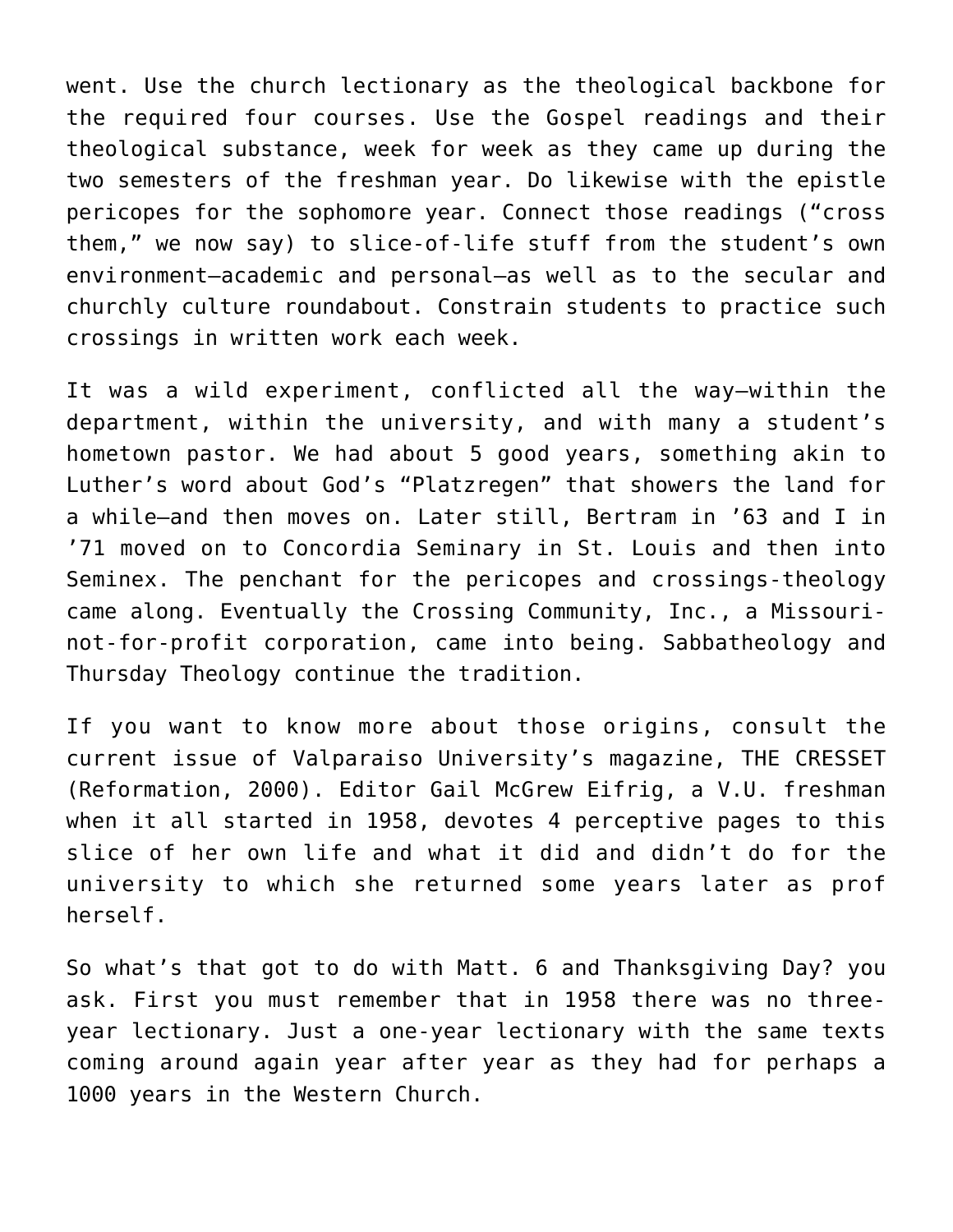went. Use the church lectionary as the theological backbone for the required four courses. Use the Gospel readings and their theological substance, week for week as they came up during the two semesters of the freshman year. Do likewise with the epistle pericopes for the sophomore year. Connect those readings ("cross them," we now say) to slice-of-life stuff from the student's own environment—academic and personal—as well as to the secular and churchly culture roundabout. Constrain students to practice such crossings in written work each week.

It was a wild experiment, conflicted all the way—within the department, within the university, and with many a student's hometown pastor. We had about 5 good years, something akin to Luther's word about God's "Platzregen" that showers the land for a while—and then moves on. Later still, Bertram in '63 and I in '71 moved on to Concordia Seminary in St. Louis and then into Seminex. The penchant for the pericopes and crossings-theology came along. Eventually the Crossing Community, Inc., a Missouri-not-for-profit corporation, came into being. Sabbatheology and Thursday Theology continue the tradition.

If you want to know more about those origins, consult the current issue of Valparaiso University's magazine, THE CRESSET (Reformation, 2000). Editor Gail McGrew Eifrig, a V.U. freshman when it all started in 1958, devotes 4 perceptive pages to this slice of her own life and what it did and didn't do for the university to which she returned some years later as prof herself.

So what's that got to do with Matt. 6 and Thanksgiving Day? you ask. First you must remember that in 1958 there was no three-year lectionary. Just a one-year lectionary with the same texts coming around again year after year as they had for perhaps a 1000 years in the Western Church.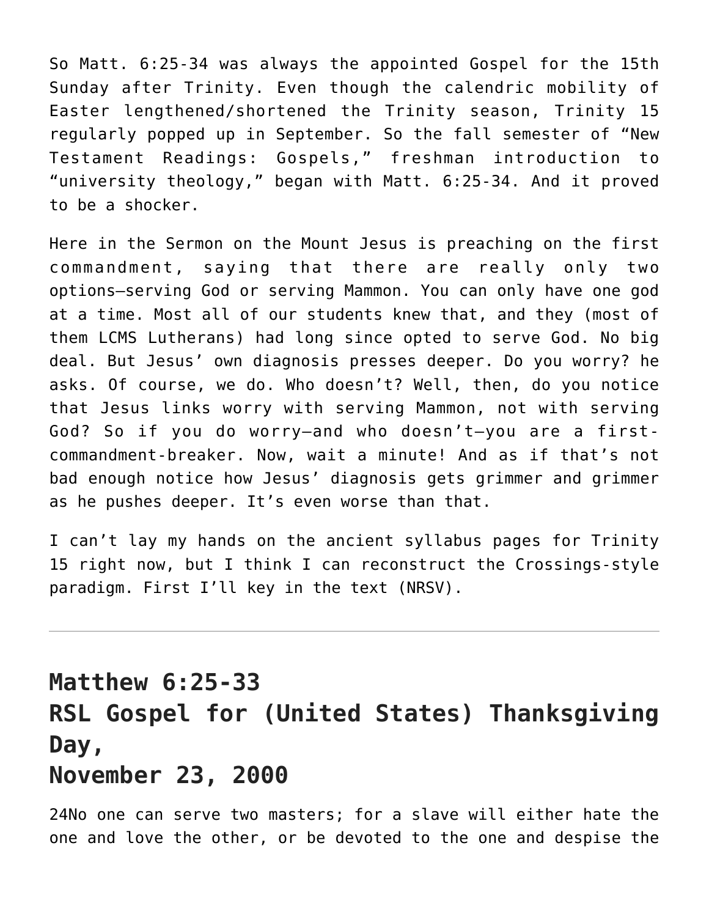So Matt. 6:25-34 was always the appointed Gospel for the 15th Sunday after Trinity. Even though the calendric mobility of Easter lengthened/shortened the Trinity season, Trinity 15 regularly popped up in September. So the fall semester of "New Testament Readings: Gospels," freshman introduction to "university theology," began with Matt. 6:25-34. And it proved to be a shocker.

Here in the Sermon on the Mount Jesus is preaching on the first commandment, saying that there are really only two options—serving God or serving Mammon. You can only have one god at a time. Most all of our students knew that, and they (most of them LCMS Lutherans) had long since opted to serve God. No big deal. But Jesus' own diagnosis presses deeper. Do you worry? he asks. Of course, we do. Who doesn't? Well, then, do you notice that Jesus links worry with serving Mammon, not with serving God? So if you do worry—and who doesn't—you are a first-commandment-breaker. Now, wait a minute! And as if that's not bad enough notice how Jesus' diagnosis gets grimmer and grimmer as he pushes deeper. It's even worse than that.

I can't lay my hands on the ancient syllabus pages for Trinity 15 right now, but I think I can reconstruct the Crossings-style paradigm. First I'll key in the text (NRSV).

---

## Matthew 6:25-33
## RSL Gospel for (United States) Thanksgiving Day,
## November 23, 2000

24No one can serve two masters; for a slave will either hate the one and love the other, or be devoted to the one and despise the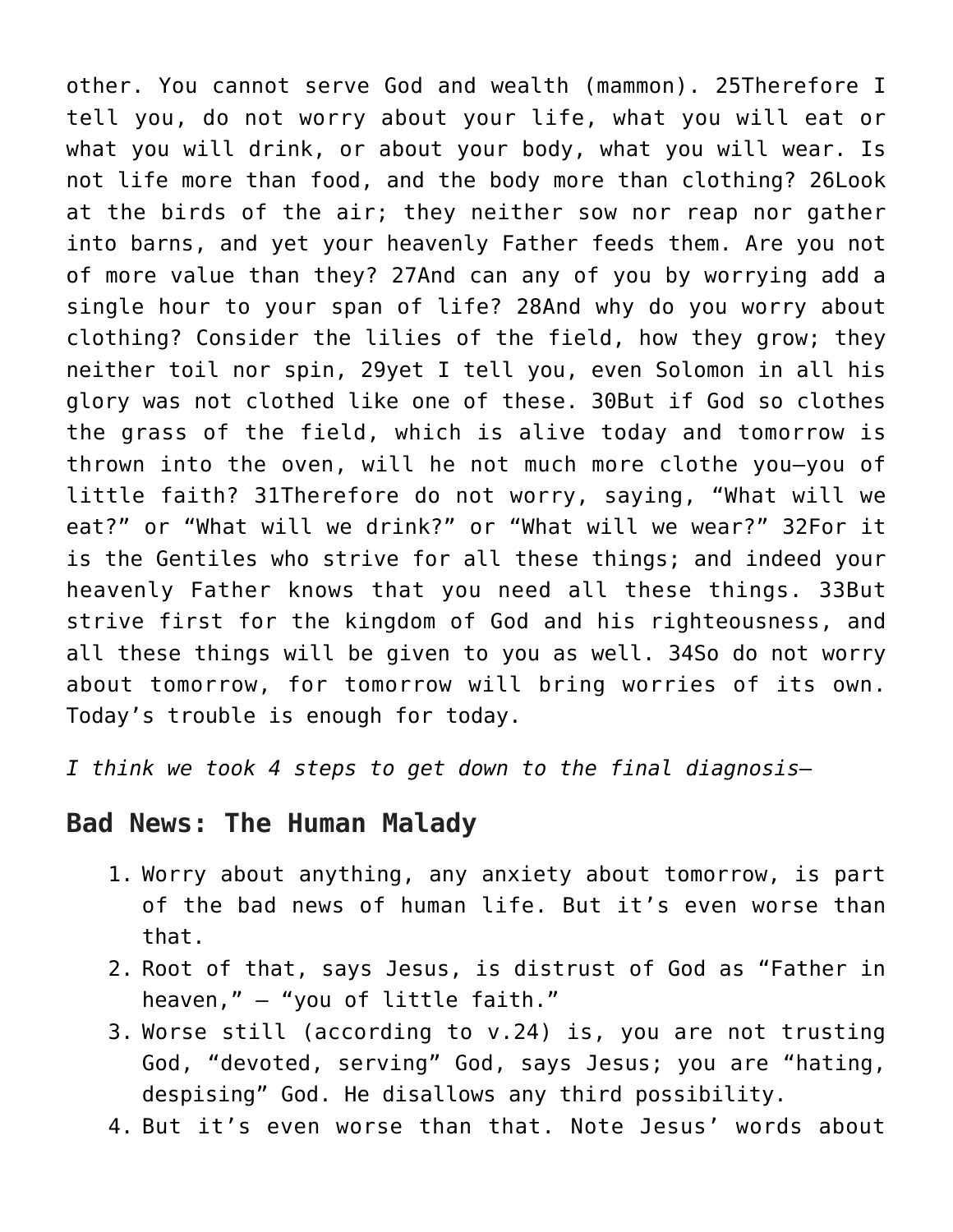other. You cannot serve God and wealth (mammon). 25Therefore I tell you, do not worry about your life, what you will eat or what you will drink, or about your body, what you will wear. Is not life more than food, and the body more than clothing? 26Look at the birds of the air; they neither sow nor reap nor gather into barns, and yet your heavenly Father feeds them. Are you not of more value than they? 27And can any of you by worrying add a single hour to your span of life? 28And why do you worry about clothing? Consider the lilies of the field, how they grow; they neither toil nor spin, 29yet I tell you, even Solomon in all his glory was not clothed like one of these. 30But if God so clothes the grass of the field, which is alive today and tomorrow is thrown into the oven, will he not much more clothe you—you of little faith? 31Therefore do not worry, saying, "What will we eat?" or "What will we drink?" or "What will we wear?" 32For it is the Gentiles who strive for all these things; and indeed your heavenly Father knows that you need all these things. 33But strive first for the kingdom of God and his righteousness, and all these things will be given to you as well. 34So do not worry about tomorrow, for tomorrow will bring worries of its own. Today's trouble is enough for today.

*I think we took 4 steps to get down to the final diagnosis—*

## Bad News: The Human Malady

1. Worry about anything, any anxiety about tomorrow, is part of the bad news of human life. But it's even worse than that.
2. Root of that, says Jesus, is distrust of God as "Father in heaven," – "you of little faith."
3. Worse still (according to v.24) is, you are not trusting God, "devoted, serving" God, says Jesus; you are "hating, despising" God. He disallows any third possibility.
4. But it's even worse than that. Note Jesus' words about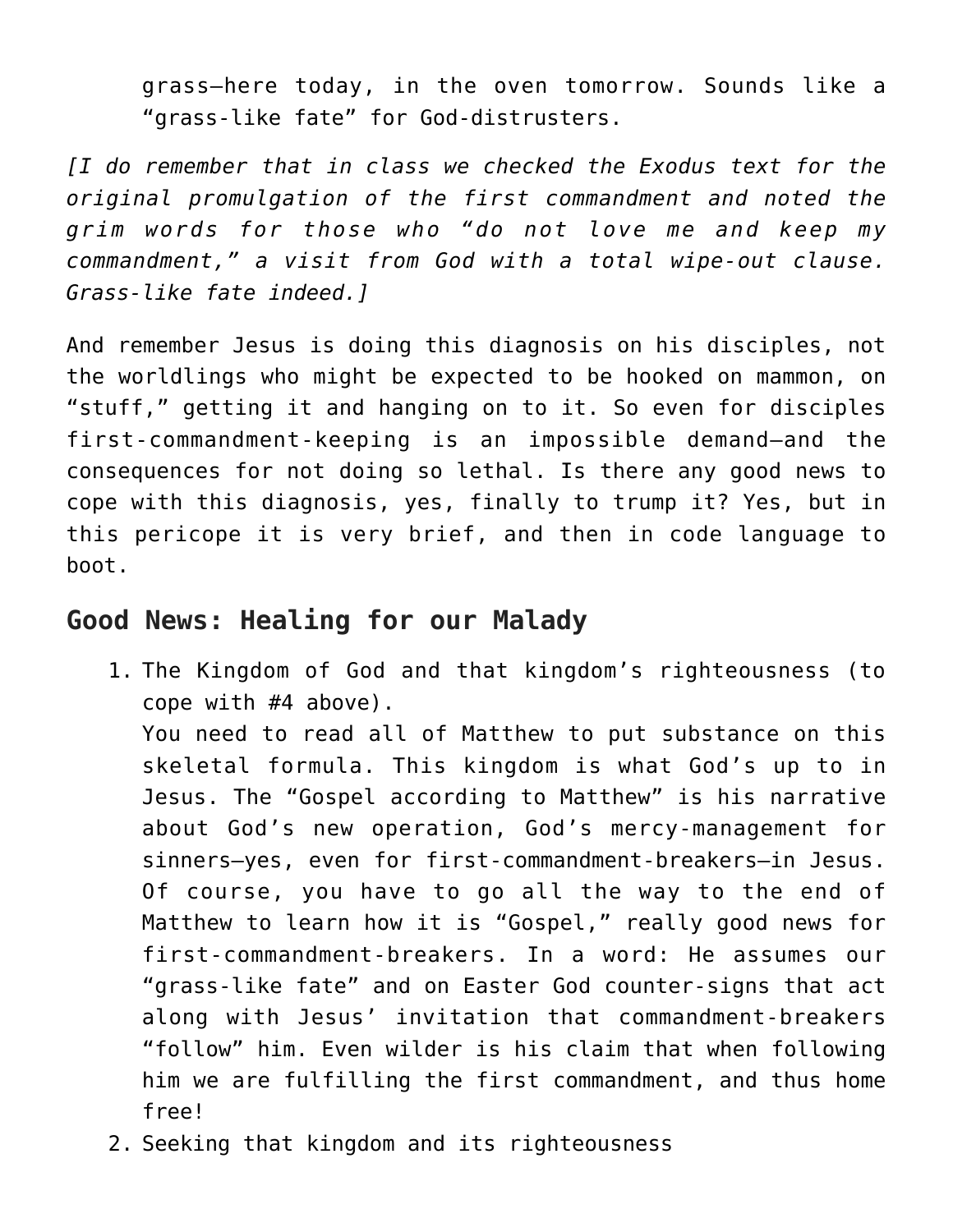grass—here today, in the oven tomorrow. Sounds like a "grass-like fate" for God-distrusters.

*[I do remember that in class we checked the Exodus text for the original promulgation of the first commandment and noted the grim words for those who "do not love me and keep my commandment," a visit from God with a total wipe-out clause. Grass-like fate indeed.]*

And remember Jesus is doing this diagnosis on his disciples, not the worldlings who might be expected to be hooked on mammon, on "stuff," getting it and hanging on to it. So even for disciples first-commandment-keeping is an impossible demand—and the consequences for not doing so lethal. Is there any good news to cope with this diagnosis, yes, finally to trump it? Yes, but in this pericope it is very brief, and then in code language to boot.

## Good News: Healing for our Malady

1. The Kingdom of God and that kingdom's righteousness (to cope with #4 above).
   You need to read all of Matthew to put substance on this skeletal formula. This kingdom is what God's up to in Jesus. The "Gospel according to Matthew" is his narrative about God's new operation, God's mercy-management for sinners—yes, even for first-commandment-breakers—in Jesus. Of course, you have to go all the way to the end of Matthew to learn how it is "Gospel," really good news for first-commandment-breakers. In a word: He assumes our "grass-like fate" and on Easter God counter-signs that act along with Jesus' invitation that commandment-breakers "follow" him. Even wilder is his claim that when following him we are fulfilling the first commandment, and thus home free!
2. Seeking that kingdom and its righteousness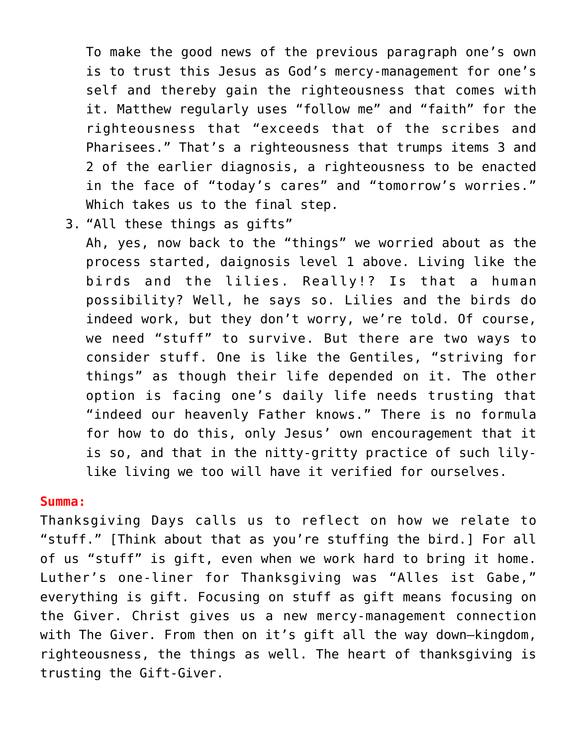To make the good news of the previous paragraph one's own is to trust this Jesus as God's mercy-management for one's self and thereby gain the righteousness that comes with it. Matthew regularly uses "follow me" and "faith" for the righteousness that "exceeds that of the scribes and Pharisees." That's a righteousness that trumps items 3 and 2 of the earlier diagnosis, a righteousness to be enacted in the face of "today's cares" and "tomorrow's worries." Which takes us to the final step.

3. "All these things as gifts"
   Ah, yes, now back to the "things" we worried about as the process started, daignosis level 1 above. Living like the birds and the lilies. Really!? Is that a human possibility? Well, he says so. Lilies and the birds do indeed work, but they don't worry, we're told. Of course, we need "stuff" to survive. But there are two ways to consider stuff. One is like the Gentiles, "striving for things" as though their life depended on it. The other option is facing one's daily life needs trusting that "indeed our heavenly Father knows." There is no formula for how to do this, only Jesus' own encouragement that it is so, and that in the nitty-gritty practice of such lily-like living we too will have it verified for ourselves.

**Summa:**

Thanksgiving Days calls us to reflect on how we relate to "stuff." [Think about that as you're stuffing the bird.] For all of us "stuff" is gift, even when we work hard to bring it home. Luther's one-liner for Thanksgiving was "Alles ist Gabe," everything is gift. Focusing on stuff as gift means focusing on the Giver. Christ gives us a new mercy-management connection with The Giver. From then on it's gift all the way down—kingdom, righteousness, the things as well. The heart of thanksgiving is trusting the Gift-Giver.